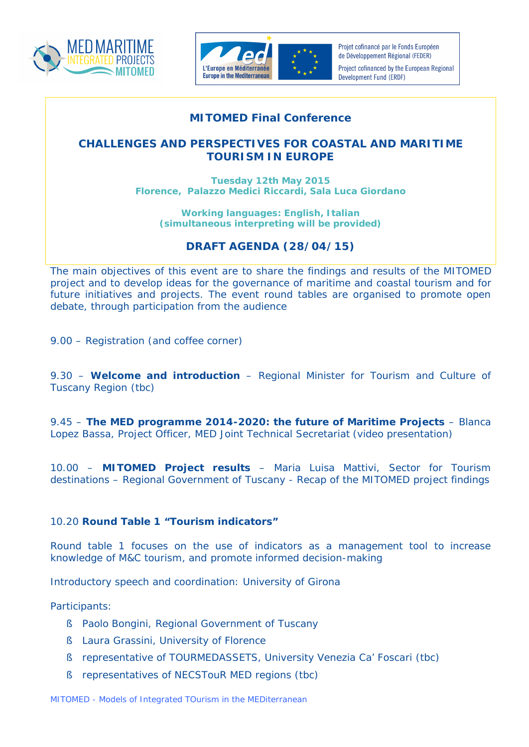Projet cofinancé par le Fonds Européen de Développement Régional (FEDER)

Project cofinanced by the European Regional Development Fund (ERDF)

# MITOMED Final Conference

## CHALLENGES AND PERSPECTIVES FOR COASTAL AND MARITIME TOURISM IN EUROPE

**Tuesday 12th May 2015**
**Florence, Palazzo Medici Riccardi, Sala Luca Giordano**

**Working languages: English, Italian**
**(simultaneous interpreting will be provided)**

## DRAFT AGENDA (28/04/15)

The main objectives of this event are to share the findings and results of the MITOMED project and to develop ideas for the governance of maritime and coastal tourism and for future initiatives and projects. The event round tables are organised to promote open debate, through participation from the audience

9.00 – Registration (and coffee corner)

9.30 – **Welcome and introduction** – Regional Minister for Tourism and Culture of Tuscany Region (tbc)

9.45 – **The MED programme 2014-2020: the future of Maritime Projects** – Blanca Lopez Bassa, Project Officer, MED Joint Technical Secretariat (video presentation)

10.00 – **MITOMED Project results** – Maria Luisa Mattivi, Sector for Tourism destinations – Regional Government of Tuscany - Recap of the MITOMED project findings

10.20 **Round Table 1 "Tourism indicators"**

Round table 1 focuses on the use of indicators as a management tool to increase knowledge of M&C tourism, and promote informed decision-making

Introductory speech and coordination: University of Girona

Participants:

- Paolo Bongini, Regional Government of Tuscany
- Laura Grassini, University of Florence
- representative of TOURMEDASSETS, University Venezia Ca' Foscari (tbc)
- representatives of NECSTouR MED regions (tbc)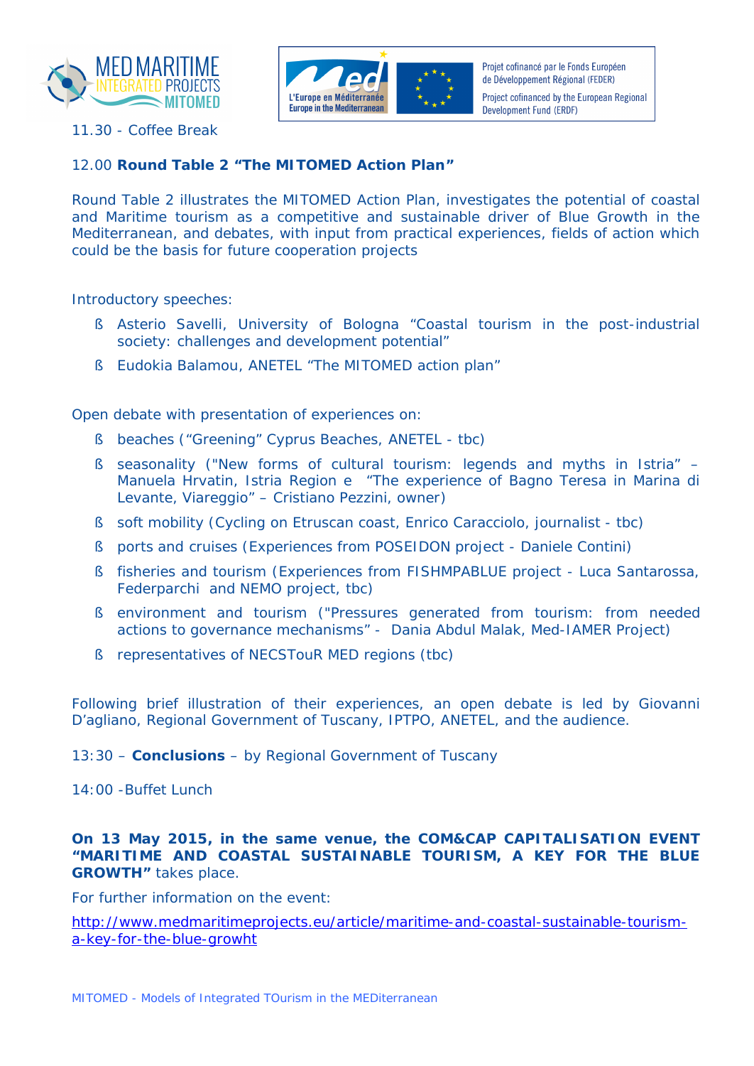11.30 - Coffee Break

12.00 **Round Table 2 "The MITOMED Action Plan"**

Round Table 2 illustrates the MITOMED Action Plan, investigates the potential of coastal and Maritime tourism as a competitive and sustainable driver of Blue Growth in the Mediterranean, and debates, with input from practical experiences, fields of action which could be the basis for future cooperation projects

Introductory speeches:

- Asterio Savelli, University of Bologna "Coastal tourism in the post-industrial society: challenges and development potential"
- Eudokia Balamou, ANETEL "The MITOMED action plan"

Open debate with presentation of experiences on:

- beaches ("Greening" Cyprus Beaches, ANETEL - tbc)
- seasonality ("New forms of cultural tourism: legends and myths in Istria" – Manuela Hrvatin, Istria Region e "The experience of Bagno Teresa in Marina di Levante, Viareggio" – Cristiano Pezzini, owner)
- soft mobility (Cycling on Etruscan coast, Enrico Caracciolo, journalist - tbc)
- ports and cruises (Experiences from POSEIDON project - Daniele Contini)
- fisheries and tourism (Experiences from FISHMPABLUE project - Luca Santarossa, Federparchi and NEMO project, tbc)
- environment and tourism ("Pressures generated from tourism: from needed actions to governance mechanisms" - Dania Abdul Malak, Med-IAMER Project)
- representatives of NECSTouR MED regions (tbc)

Following brief illustration of their experiences, an open debate is led by Giovanni D'agliano, Regional Government of Tuscany, IPTPO, ANETEL, and the audience.

13:30 – **Conclusions** – by Regional Government of Tuscany

14:00 -Buffet Lunch

**On 13 May 2015, in the same venue, the COM&CAP CAPITALISATION EVENT "MARITIME AND COASTAL SUSTAINABLE TOURISM, A KEY FOR THE BLUE GROWTH"** takes place.

For further information on the event:

http://www.medmaritimeprojects.eu/article/maritime-and-coastal-sustainable-tourism-a-key-for-the-blue-growht